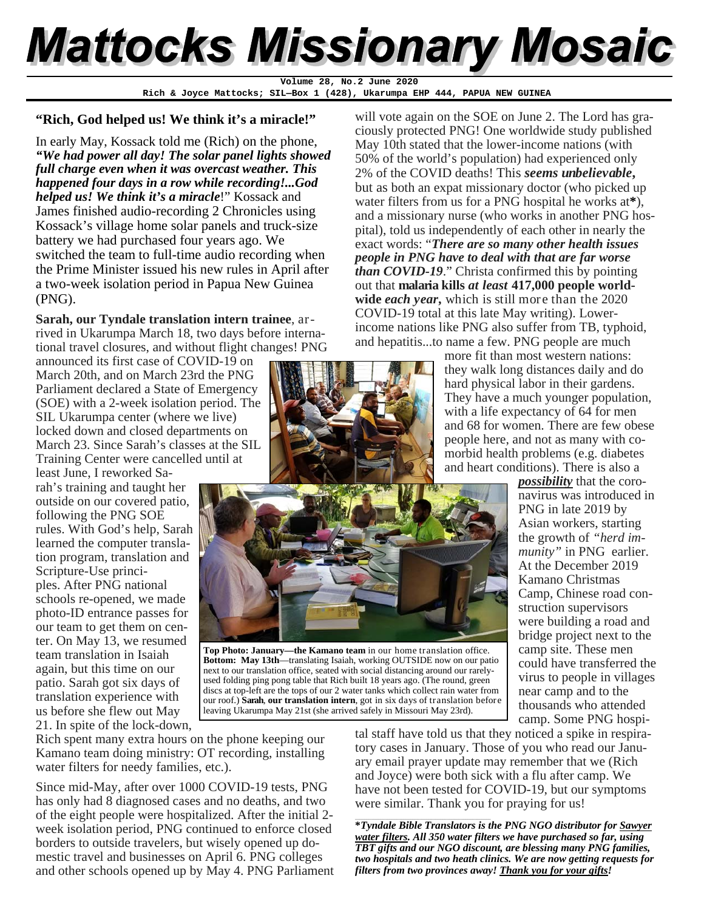# Mattocks Missionary Mosaic

**Volume 28, No.2 June 2020**
**Rich & Joyce Mattocks; SIL—Box 1 (428), Ukarumpa EHP 444, PAPUA NEW GUINEA**

## "Rich, God helped us! We think it's a miracle!"

In early May, Kossack told me (Rich) on the phone, ***"We had power all day! The solar panel lights showed full charge even when it was overcast weather. This happened four days in a row while recording!...God helped us! We think it's a miracle!"*** Kossack and James finished audio-recording 2 Chronicles using Kossack's village home solar panels and truck-size battery we had purchased four years ago. We switched the team to full-time audio recording when the Prime Minister issued his new rules in April after a two-week isolation period in Papua New Guinea (PNG).

**Sarah, our Tyndale translation intern trainee**, arrived in Ukarumpa March 18, two days before international travel closures, and without flight changes! PNG announced its first case of COVID-19 on March 20th, and on March 23rd the PNG Parliament declared a State of Emergency (SOE) with a 2-week isolation period. The SIL Ukarumpa center (where we live) locked down and closed departments on March 23. Since Sarah's classes at the SIL Training Center were cancelled until at least June, I reworked Sarah's training and taught her outside on our covered patio, following the PNG SOE rules. With God's help, Sarah learned the computer translation program, translation and Scripture-Use principles. After PNG national schools re-opened, we made photo-ID entrance passes for our team to get them on center. On May 13, we resumed team translation in Isaiah again, but this time on our patio. Sarah got six days of translation experience with us before she flew out May 21. In spite of the lock-down, Rich spent many extra hours on the phone keeping our Kamano team doing ministry: OT recording, installing water filters for needy families, etc.).

**Top Photo: January—the Kamano team** in our home translation office. **Bottom: May 13th**—translating Isaiah, working OUTSIDE now on our patio next to our translation office, seated with social distancing around our rarely-used folding ping pong table that Rich built 18 years ago. (The round, green discs at top-left are the tops of our 2 water tanks which collect rain water from our roof.) **Sarah, our translation intern**, got in six days of translation before leaving Ukarumpa May 21st (she arrived safely in Missouri May 23rd).

Since mid-May, after over 1000 COVID-19 tests, PNG has only had 8 diagnosed cases and no deaths, and two of the eight people were hospitalized. After the initial 2-week isolation period, PNG continued to enforce closed borders to outside travelers, but wisely opened up domestic travel and businesses on April 6. PNG colleges and other schools opened up by May 4. PNG Parliament will vote again on the SOE on June 2. The Lord has graciously protected PNG! One worldwide study published May 10th stated that the lower-income nations (with 50% of the world's population) had experienced only 2% of the COVID deaths! This ***seems unbelievable***, but as both an expat missionary doctor (who picked up water filters from us for a PNG hospital he works at**\***), and a missionary nurse (who works in another PNG hospital), told us independently of each other in nearly the exact words: "***There are so many other health issues people in PNG have to deal with that are far worse than COVID-19***." Christa confirmed this by pointing out that **malaria kills *at least* 417,000 people worldwide *each year*,** which is still more than the 2020 COVID-19 total at this late May writing). Lower-income nations like PNG also suffer from TB, typhoid, and hepatitis...to name a few. PNG people are much more fit than most western nations: they walk long distances daily and do hard physical labor in their gardens. They have a much younger population, with a life expectancy of 64 for men and 68 for women. There are few obese people here, and not as many with co-morbid health problems (e.g. diabetes and heart conditions). There is also a ***possibility*** that the coronavirus was introduced in PNG in late 2019 by Asian workers, starting the growth of *"herd immunity"* in PNG earlier. At the December 2019 Kamano Christmas Camp, Chinese road construction supervisors were building a road and bridge project next to the camp site. These men could have transferred the virus to people in villages near camp and to the thousands who attended camp. Some PNG hospital staff have told us that they noticed a spike in respiratory cases in January. Those of you who read our January email prayer update may remember that we (Rich and Joyce) were both sick with a flu after camp. We have not been tested for COVID-19, but our symptoms were similar. Thank you for praying for us!

***\*Tyndale Bible Translators is the PNG NGO distributor for Sawyer water filters. All 350 water filters we have purchased so far, using TBT gifts and our NGO discount, are blessing many PNG families, two hospitals and two heath clinics. We are now getting requests for filters from two provinces away! Thank you for your gifts!***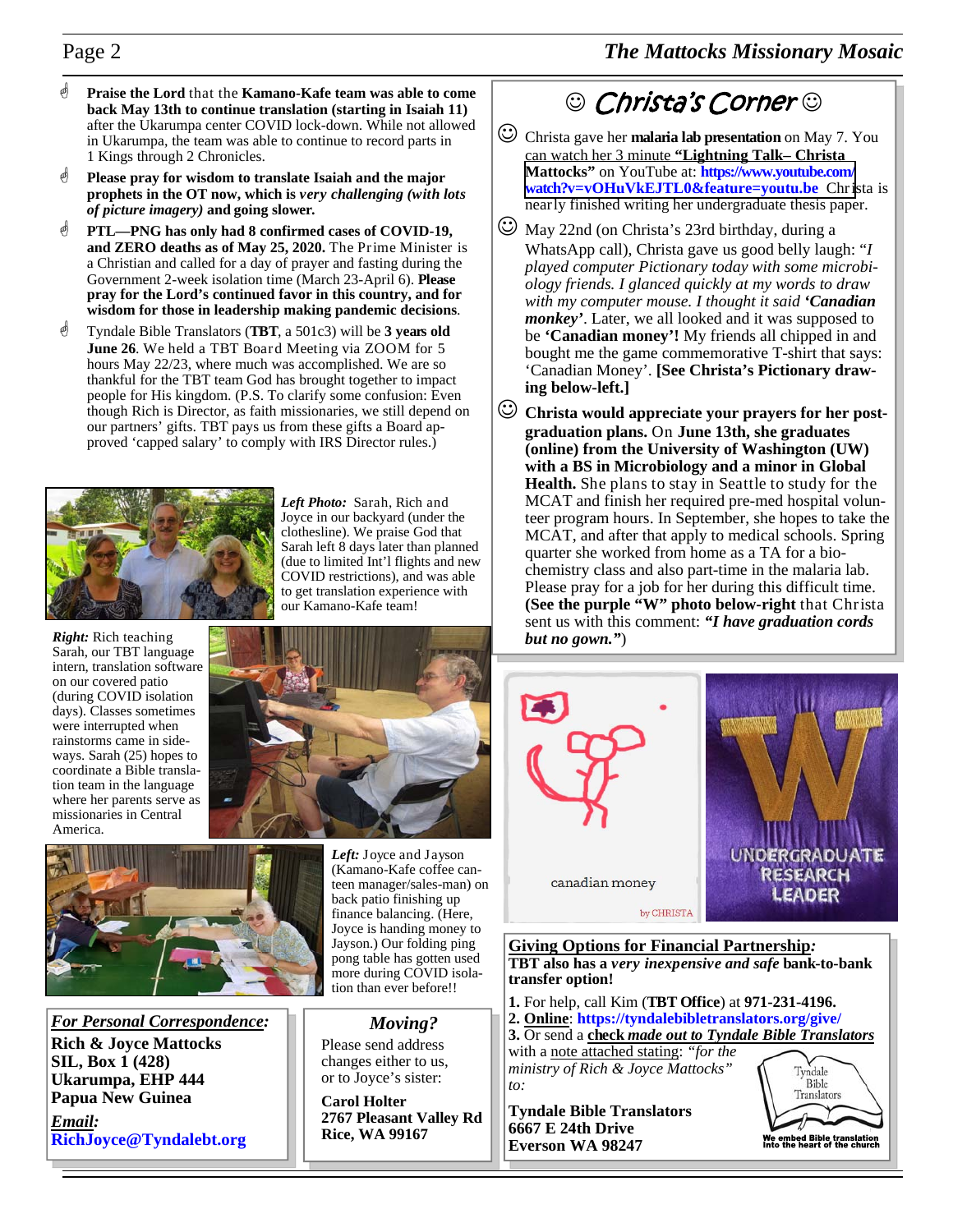- **Praise the Lord** that the **Kamano-Kafe team was able to come back May 13th to continue translation (starting in Isaiah 11)** after the Ukarumpa center COVID lock-down. While not allowed in Ukarumpa, the team was able to continue to record parts in 1 Kings through 2 Chronicles.
- **Please pray for wisdom to translate Isaiah and the major prophets in the OT now, which is** ***very challenging (with lots of picture imagery)*** **and going slower.**
- **PTL—PNG has only had 8 confirmed cases of COVID-19, and ZERO deaths as of May 25, 2020.** The Prime Minister is a Christian and called for a day of prayer and fasting during the Government 2-week isolation time (March 23-April 6). **Please pray for the Lord's continued favor in this country, and for wisdom for those in leadership making pandemic decisions**.
- Tyndale Bible Translators (**TBT**, a 501c3) will be **3 years old June 26**. We held a TBT Board Meeting via ZOOM for 5 hours May 22/23, where much was accomplished. We are so thankful for the TBT team God has brought together to impact people for His kingdom. (P.S. To clarify some confusion: Even though Rich is Director, as faith missionaries, we still depend on our partners' gifts. TBT pays us from these gifts a Board approved 'capped salary' to comply with IRS Director rules.)

***Left Photo:*** Sarah, Rich and Joyce in our backyard (under the clothesline). We praise God that Sarah left 8 days later than planned (due to limited Int'l flights and new COVID restrictions), and was able to get translation experience with our Kamano-Kafe team!

***Right:*** Rich teaching Sarah, our TBT language intern, translation software on our covered patio (during COVID isolation days). Classes sometimes were interrupted when rainstorms came in sideways. Sarah (25) hopes to coordinate a Bible translation team in the language where her parents serve as missionaries in Central America.

***Left:*** Joyce and Jayson (Kamano-Kafe coffee canteen manager/sales-man) on back patio finishing up finance balancing. (Here, Joyce is handing money to Jayson.) Our folding ping pong table has gotten used more during COVID isolation than ever before!!

## ☺ Christa's Corner ☺

☺ Christa gave her **malaria lab presentation** on May 7. You can watch her 3 minute **"Lightning Talk– Christa Mattocks"** on YouTube at: **https://www.youtube.com/watch?v=vOHuVkEJTL0&feature=youtu.be** Christa is nearly finished writing her undergraduate thesis paper.

☺ May 22nd (on Christa's 23rd birthday, during a WhatsApp call), Christa gave us good belly laugh: "*I played computer Pictionary today with some microbiology friends. I glanced quickly at my words to draw with my computer mouse. I thought it said* ***'Canadian monkey'***. Later, we all looked and it was supposed to be **'Canadian money'!** My friends all chipped in and bought me the game commemorative T-shirt that says: 'Canadian Money'. **[See Christa's Pictionary drawing below-left.]**

☺ **Christa would appreciate your prayers for her post-graduation plans.** On **June 13th, she graduates (online) from the University of Washington (UW) with a BS in Microbiology and a minor in Global Health.** She plans to stay in Seattle to study for the MCAT and finish her required pre-med hospital volunteer program hours. In September, she hopes to take the MCAT, and after that apply to medical schools. Spring quarter she worked from home as a TA for a biochemistry class and also part-time in the malaria lab. Please pray for a job for her during this difficult time. **(See the purple "W" photo below-right** that Christa sent us with this comment: ***"I have graduation cords but no gown."***)

canadian money

by CHRISTA

UNDERGRADUATE RESEARCH LEADER

***For Personal Correspondence:***

**Rich & Joyce Mattocks**
**SIL, Box 1 (428)**
**Ukarumpa, EHP 444**
**Papua New Guinea**

***Email:***
**RichJoyce@Tyndalebt.org**

***Moving?***

Please send address changes either to us, or to Joyce's sister:

**Carol Holter**
**2767 Pleasant Valley Rd**
**Rice, WA 99167**

**Giving Options for Financial Partnership*:***

**TBT also has a *very inexpensive and safe* bank-to-bank transfer option!**

**1.** For help, call Kim (**TBT Office**) at **971-231-4196.**
**2. Online**: **https://tyndalebibletranslators.org/give/**
**3.** Or send a **check *made out to Tyndale Bible Translators*** with a note attached stating: *"for the ministry of Rich & Joyce Mattocks" to:*

**Tyndale Bible Translators**
**6667 E 24th Drive**
**Everson WA 98247**

Tyndale Bible Translators
We embed Bible translation into the heart of the church